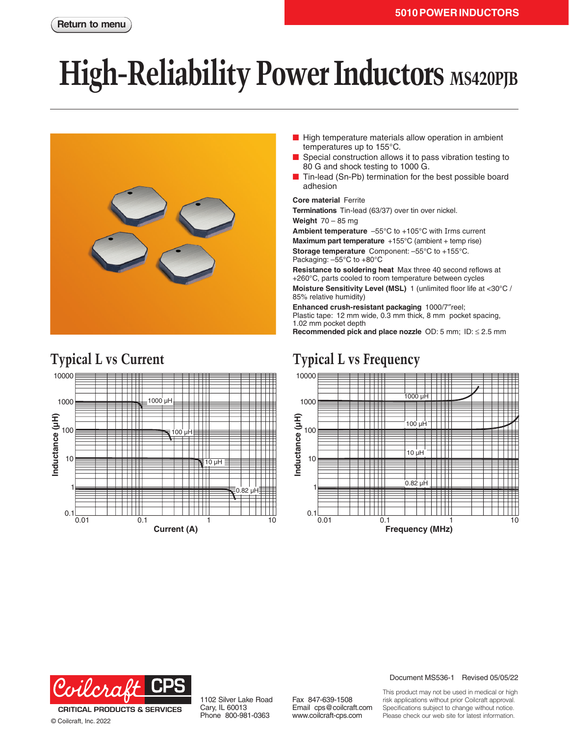Return to menu

5010 POWER INDUCTORS

# High-Reliability Power Inductors MS420PJB

- High temperature materials allow operation in ambient temperatures up to 155°C.
- Special construction allows it to pass vibration testing to 80 G and shock testing to 1000 G.
- Tin-lead (Sn-Pb) termination for the best possible board adhesion

**Core material** Ferrite

**Terminations** Tin-lead (63/37) over tin over nickel.

**Weight** 70 – 85 mg

**Ambient temperature** –55°C to +105°C with Irms current

**Maximum part temperature** +155°C (ambient + temp rise)

**Storage temperature** Component: –55°C to +155°C. Packaging: –55°C to +80°C

**Resistance to soldering heat** Max three 40 second reflows at +260°C, parts cooled to room temperature between cycles

**Moisture Sensitivity Level (MSL)** 1 (unlimited floor life at <30°C / 85% relative humidity)

**Enhanced crush-resistant packaging** 1000/7″reel; Plastic tape: 12 mm wide, 0.3 mm thick, 8 mm pocket spacing, 1.02 mm pocket depth

**Recommended pick and place nozzle** OD: 5 mm; ID: ≤ 2.5 mm

## Typical L vs Current

Inductance (µH) vs Current (A) — curves: 1000 µH, 100 µH, 10 µH, 0.82 µH

## Typical L vs Frequency

Inductance (µH) vs Frequency (MHz) — curves: 1000 µH, 100 µH, 10 µH, 0.82 µH

Document MS536-1 Revised 05/05/22

Coilcraft CPS — CRITICAL PRODUCTS & SERVICES

© Coilcraft, Inc. 2022

1102 Silver Lake Road
Cary, IL 60013
Phone 800-981-0363

Fax 847-639-1508
Email cps@coilcraft.com
www.coilcraft-cps.com

This product may not be used in medical or high risk applications without prior Coilcraft approval. Specifications subject to change without notice. Please check our web site for latest information.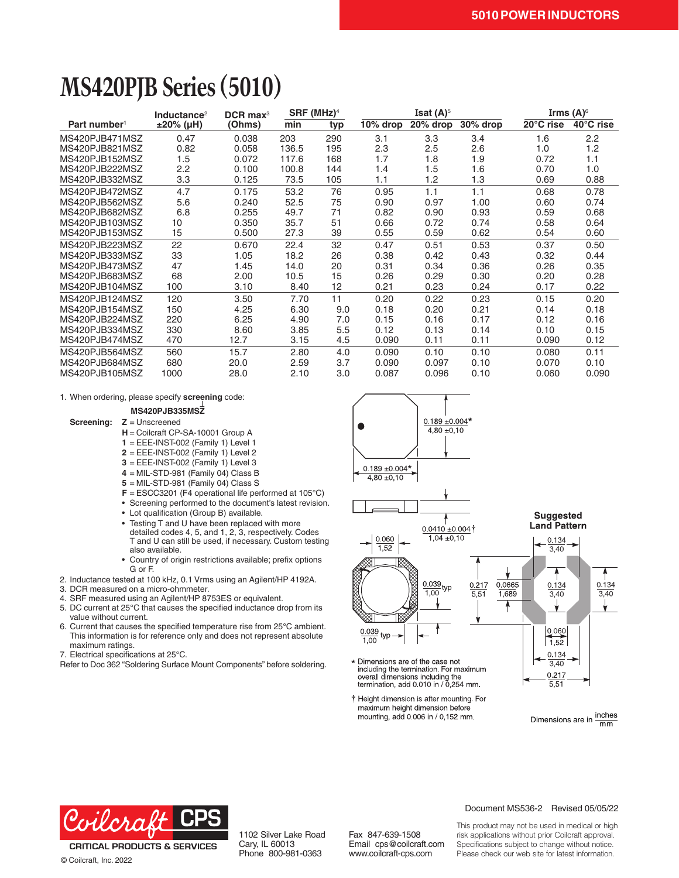# MS420PJB Series (5010)

| Part number[1] | Inductance[2] ±20% (µH) | DCR max[3] (Ohms) | SRF (MHz)[4] min | SRF (MHz)[4] typ | Isat (A)[5] 10% drop | Isat (A)[5] 20% drop | Isat (A)[5] 30% drop | Irms (A)[6] 20°C rise | Irms (A)[6] 40°C rise |
|---|---|---|---|---|---|---|---|---|---|
| MS420PJB471MSZ | 0.47 | 0.038 | 203 | 290 | 3.1 | 3.3 | 3.4 | 1.6 | 2.2 |
| MS420PJB821MSZ | 0.82 | 0.058 | 136.5 | 195 | 2.3 | 2.5 | 2.6 | 1.0 | 1.2 |
| MS420PJB152MSZ | 1.5 | 0.072 | 117.6 | 168 | 1.7 | 1.8 | 1.9 | 0.72 | 1.1 |
| MS420PJB222MSZ | 2.2 | 0.100 | 100.8 | 144 | 1.4 | 1.5 | 1.6 | 0.70 | 1.0 |
| MS420PJB332MSZ | 3.3 | 0.125 | 73.5 | 105 | 1.1 | 1.2 | 1.3 | 0.69 | 0.88 |
| MS420PJB472MSZ | 4.7 | 0.175 | 53.2 | 76 | 0.95 | 1.1 | 1.1 | 0.68 | 0.78 |
| MS420PJB562MSZ | 5.6 | 0.240 | 52.5 | 75 | 0.90 | 0.97 | 1.00 | 0.60 | 0.74 |
| MS420PJB682MSZ | 6.8 | 0.255 | 49.7 | 71 | 0.82 | 0.90 | 0.93 | 0.59 | 0.68 |
| MS420PJB103MSZ | 10 | 0.350 | 35.7 | 51 | 0.66 | 0.72 | 0.74 | 0.58 | 0.64 |
| MS420PJB153MSZ | 15 | 0.500 | 27.3 | 39 | 0.55 | 0.59 | 0.62 | 0.54 | 0.60 |
| MS420PJB223MSZ | 22 | 0.670 | 22.4 | 32 | 0.47 | 0.51 | 0.53 | 0.37 | 0.50 |
| MS420PJB333MSZ | 33 | 1.05 | 18.2 | 26 | 0.38 | 0.42 | 0.43 | 0.32 | 0.44 |
| MS420PJB473MSZ | 47 | 1.45 | 14.0 | 20 | 0.31 | 0.34 | 0.36 | 0.26 | 0.35 |
| MS420PJB683MSZ | 68 | 2.00 | 10.5 | 15 | 0.26 | 0.29 | 0.30 | 0.20 | 0.28 |
| MS420PJB104MSZ | 100 | 3.10 | 8.40 | 12 | 0.21 | 0.23 | 0.24 | 0.17 | 0.22 |
| MS420PJB124MSZ | 120 | 3.50 | 7.70 | 11 | 0.20 | 0.22 | 0.23 | 0.15 | 0.20 |
| MS420PJB154MSZ | 150 | 4.25 | 6.30 | 9.0 | 0.18 | 0.20 | 0.21 | 0.14 | 0.18 |
| MS420PJB224MSZ | 220 | 6.25 | 4.90 | 7.0 | 0.15 | 0.16 | 0.17 | 0.12 | 0.16 |
| MS420PJB334MSZ | 330 | 8.60 | 3.85 | 5.5 | 0.12 | 0.13 | 0.14 | 0.10 | 0.15 |
| MS420PJB474MSZ | 470 | 12.7 | 3.15 | 4.5 | 0.090 | 0.11 | 0.11 | 0.090 | 0.12 |
| MS420PJB564MSZ | 560 | 15.7 | 2.80 | 4.0 | 0.090 | 0.10 | 0.10 | 0.080 | 0.11 |
| MS420PJB684MSZ | 680 | 20.0 | 2.59 | 3.7 | 0.090 | 0.097 | 0.10 | 0.070 | 0.10 |
| MS420PJB105MSZ | 1000 | 28.0 | 2.10 | 3.0 | 0.087 | 0.096 | 0.10 | 0.060 | 0.090 |

1. When ordering, please specify **screening** code:

   **MS420PJB335MSZ**

   **Screening:**
   - **Z** = Unscreened
   - **H** = Coilcraft CP-SA-10001 Group A
   - **1** = EEE-INST-002 (Family 1) Level 1
   - **2** = EEE-INST-002 (Family 1) Level 2
   - **3** = EEE-INST-002 (Family 1) Level 3
   - **4** = MIL-STD-981 (Family 04) Class B
   - **5** = MIL-STD-981 (Family 04) Class S
   - **F** = ESCC3201 (F4 operational life performed at 105°C)
   - Screening performed to the document's latest revision.
   - Lot qualification (Group B) available.
   - Testing T and U have been replaced with more detailed codes 4, 5, and 1, 2, 3, respectively. Codes T and U can still be used, if necessary. Custom testing also available.
   - Country of origin restrictions available; prefix options G or F.
2. Inductance tested at 100 kHz, 0.1 Vrms using an Agilent/HP 4192A.
3. DCR measured on a micro-ohmmeter.
4. SRF measured using an Agilent/HP 8753ES or equivalent.
5. DC current at 25°C that causes the specified inductance drop from its value without current.
6. Current that causes the specified temperature rise from 25°C ambient. This information is for reference only and does not represent absolute maximum ratings.
7. Electrical specifications at 25°C.

Refer to Doc 362 "Soldering Surface Mount Components" before soldering.

0.189 ±0.004*
4,80 ±0,10

0.189 ±0.004*
4,80 ±0,10

0.0410 ±0.004†
1,04 ±0,10

0.060
1,52

0.039 typ
1,00

0.039 typ
1,00

0.217
5,51

0.0665
1,689

**Suggested Land Pattern**

0.134
3,40

0.134
3,40

0.134
3,40

0.060
1,52

0.134
3,40

0.217
5,51

\* Dimensions are of the case not including the termination. For maximum overall dimensions including the termination, add 0.010 in / 0,254 mm.

† Height dimension is after mounting. For maximum height dimension before mounting, add 0.006 in / 0,152 mm.

Dimensions are in inches / mm

Document MS536-2 Revised 05/05/22

Coilcraft CPS
CRITICAL PRODUCTS & SERVICES
© Coilcraft, Inc. 2022

1102 Silver Lake Road
Cary, IL 60013
Phone 800-981-0363

Fax 847-639-1508
Email cps@coilcraft.com
www.coilcraft-cps.com

This product may not be used in medical or high risk applications without prior Coilcraft approval. Specifications subject to change without notice. Please check our web site for latest information.